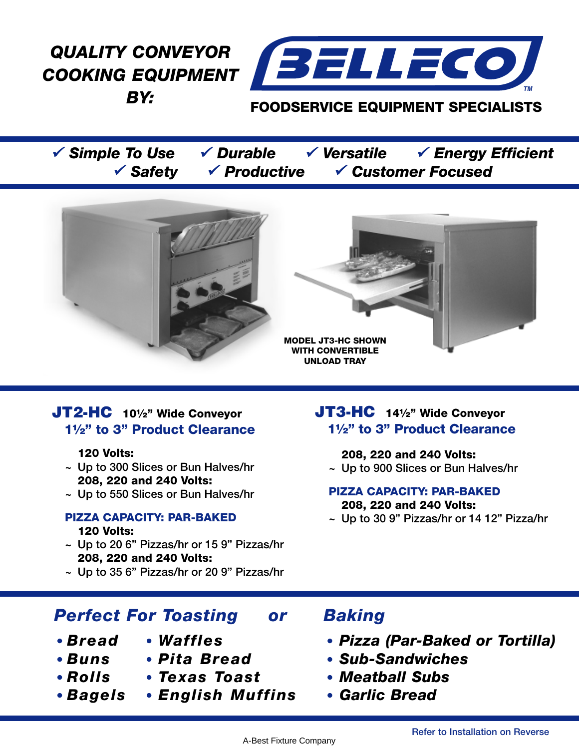# QUALITY CONVEYOR COOKING EQUIPMENT BY:

# BELLECO™

**FOODSERVICE EQUIPMENT SPECIALISTS**

✓ *Simple To Use* ✓ *Durable* ✓ *Versatile* ✓ *Energy Efficient*
✓ *Safety* ✓ *Productive* ✓ *Customer Focused*

**MODEL JT3-HC SHOWN WITH CONVERTIBLE UNLOAD TRAY**

## JT2-HC 10½" Wide Conveyor

### 1½" to 3" Product Clearance

**120 Volts:**
~ Up to 300 Slices or Bun Halves/hr

**208, 220 and 240 Volts:**
~ Up to 550 Slices or Bun Halves/hr

**PIZZA CAPACITY: PAR-BAKED**

**120 Volts:**
~ Up to 20 6" Pizzas/hr or 15 9" Pizzas/hr

**208, 220 and 240 Volts:**
~ Up to 35 6" Pizzas/hr or 20 9" Pizzas/hr

## JT3-HC 14½" Wide Conveyor

### 1½" to 3" Product Clearance

**208, 220 and 240 Volts:**
~ Up to 900 Slices or Bun Halves/hr

**PIZZA CAPACITY: PAR-BAKED**

**208, 220 and 240 Volts:**
~ Up to 30 9" Pizzas/hr or 14 12" Pizza/hr

## *Perfect For Toasting or Baking*

**Toasting:**

- ***Bread***
- ***Buns***
- ***Rolls***
- ***Bagels***
- ***Waffles***
- ***Pita Bread***
- ***Texas Toast***
- ***English Muffins***

**Baking:**

- ***Pizza (Par-Baked or Tortilla)***
- ***Sub-Sandwiches***
- ***Meatball Subs***
- ***Garlic Bread***

Refer to Installation on Reverse

A-Best Fixture Company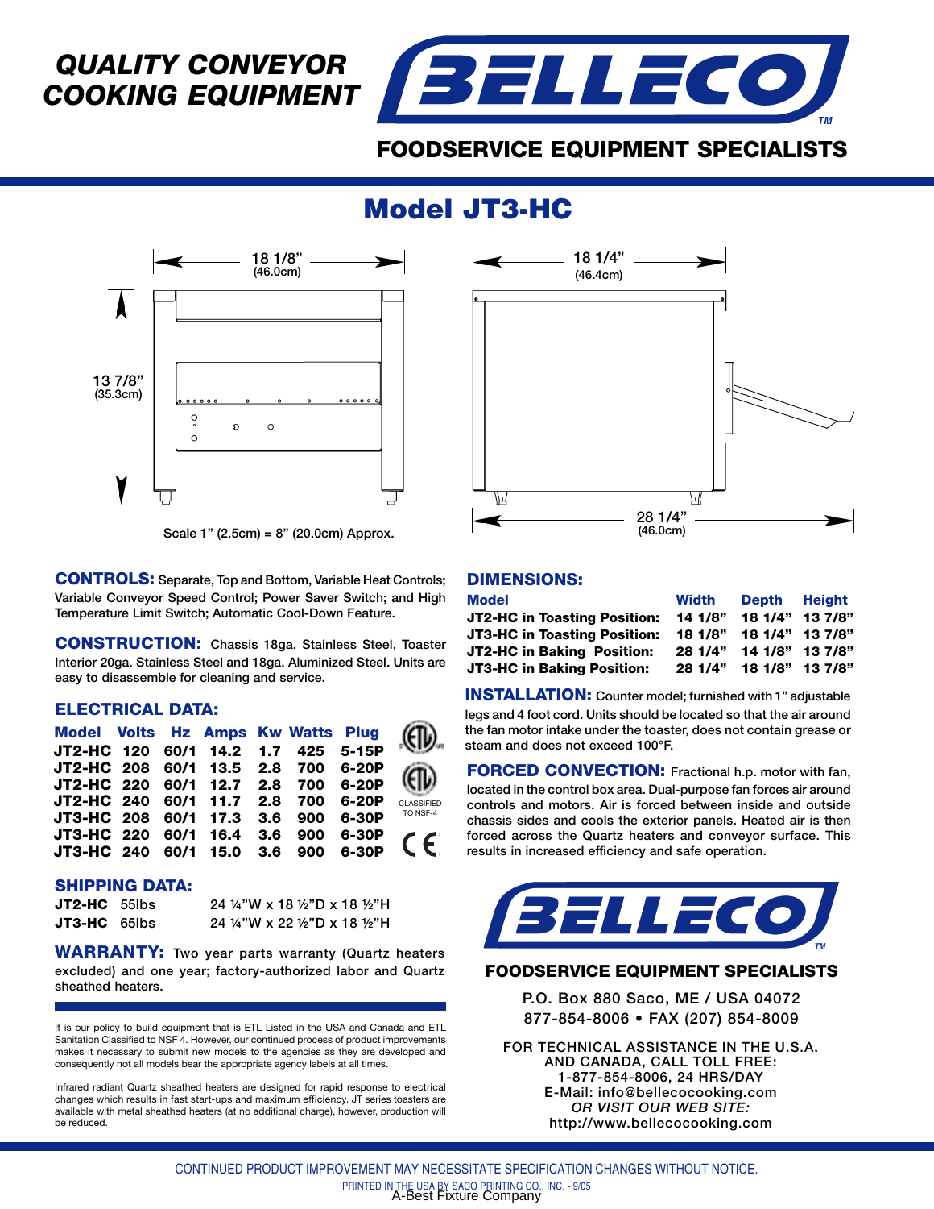# QUALITY CONVEYOR COOKING EQUIPMENT

**BELLECO** TM

## FOODSERVICE EQUIPMENT SPECIALISTS

# Model JT3-HC

18 1/8" (46.0cm)

13 7/8" (35.3cm)

Scale 1" (2.5cm) = 8" (20.0cm) Approx.

18 1/4" (46.4cm)

28 1/4" (46.0cm)

**CONTROLS:** Separate, Top and Bottom, Variable Heat Controls; Variable Conveyor Speed Control; Power Saver Switch; and High Temperature Limit Switch; Automatic Cool-Down Feature.

**CONSTRUCTION:** Chassis 18ga. Stainless Steel, Toaster Interior 20ga. Stainless Steel and 18ga. Aluminized Steel. Units are easy to disassemble for cleaning and service.

## ELECTRICAL DATA:

| Model | Volts | Hz | Amps | Kw | Watts | Plug |
|---|---|---|---|---|---|---|
| JT2-HC | 120 | 60/1 | 14.2 | 1.7 | 425 | 5-15P |
| JT2-HC | 208 | 60/1 | 13.5 | 2.8 | 700 | 6-20P |
| JT2-HC | 220 | 60/1 | 12.7 | 2.8 | 700 | 6-20P |
| JT2-HC | 240 | 60/1 | 11.7 | 2.8 | 700 | 6-20P |
| JT3-HC | 208 | 60/1 | 17.3 | 3.6 | 900 | 6-30P |
| JT3-HC | 220 | 60/1 | 16.4 | 3.6 | 900 | 6-30P |
| JT3-HC | 240 | 60/1 | 15.0 | 3.6 | 900 | 6-30P |

CLASSIFIED TO NSF-4

## SHIPPING DATA:

| | | |
|---|---|---|
| **JT2-HC** | 55lbs | 24 ¼"W x 18 ½"D x 18 ½"H |
| **JT3-HC** | 65lbs | 24 ¼"W x 22 ½"D x 18 ½"H |

**WARRANTY:** Two year parts warranty (Quartz heaters excluded) and one year; factory-authorized labor and Quartz sheathed heaters.

It is our policy to build equipment that is ETL Listed in the USA and Canada and ETL Sanitation Classified to NSF 4. However, our continued process of product improvements makes it necessary to submit new models to the agencies as they are developed and consequently not all models bear the appropriate agency labels at all times.

Infrared radiant Quartz sheathed heaters are designed for rapid response to electrical changes which results in fast start-ups and maximum efficiency. JT series toasters are available with metal sheathed heaters (at no additional charge), however, production will be reduced.

## DIMENSIONS:

| Model | Width | Depth | Height |
|---|---|---|---|
| **JT2-HC in Toasting Position:** | 14 1/8" | 18 1/4" | 13 7/8" |
| **JT3-HC in Toasting Position:** | 18 1/8" | 18 1/4" | 13 7/8" |
| **JT2-HC in Baking Position:** | 28 1/4" | 14 1/8" | 13 7/8" |
| **JT3-HC in Baking Position:** | 28 1/4" | 18 1/8" | 13 7/8" |

**INSTALLATION:** Counter model; furnished with 1" adjustable legs and 4 foot cord. Units should be located so that the air around the fan motor intake under the toaster, does not contain grease or steam and does not exceed 100°F.

**FORCED CONVECTION:** Fractional h.p. motor with fan, located in the control box area. Dual-purpose fan forces air around controls and motors. Air is forced between inside and outside chassis sides and cools the exterior panels. Heated air is then forced across the Quartz heaters and conveyor surface. This results in increased efficiency and safe operation.

**BELLECO** TM

**FOODSERVICE EQUIPMENT SPECIALISTS**

P.O. Box 880 Saco, ME / USA 04072
877-854-8006 • FAX (207) 854-8009

FOR TECHNICAL ASSISTANCE IN THE U.S.A.
AND CANADA, CALL TOLL FREE:
1-877-854-8006, 24 HRS/DAY
E-Mail: info@bellecocooking.com
*OR VISIT OUR WEB SITE:*
http://www.bellecocooking.com

CONTINUED PRODUCT IMPROVEMENT MAY NECESSITATE SPECIFICATION CHANGES WITHOUT NOTICE.

PRINTED IN THE USA BY SACO PRINTING CO., INC. - 9/05

A-Best Fixture Company